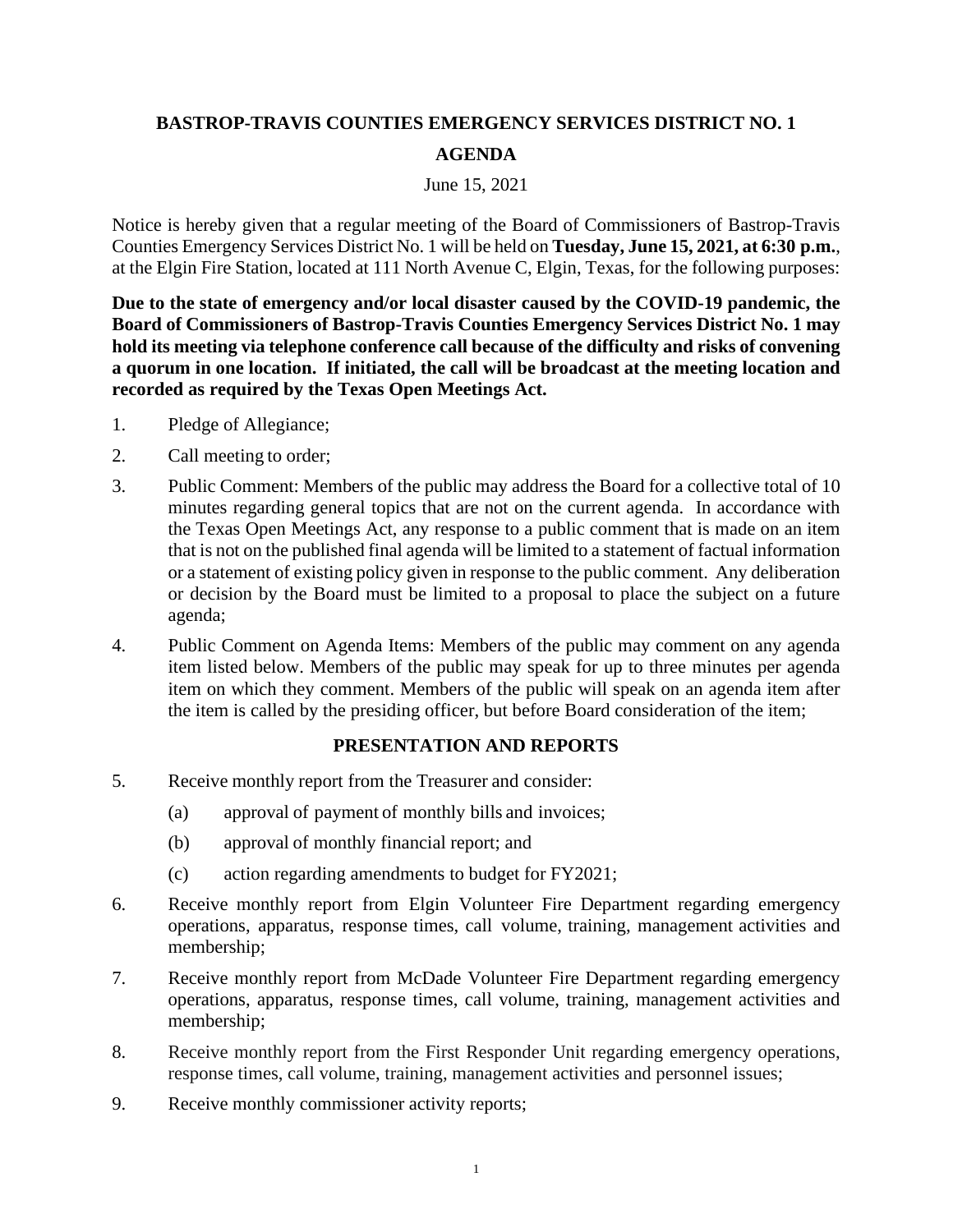# BASTROP-TRAVIS COUNTIES EMERGENCY SERVICES DISTRICT NO. 1

## AGENDA

June 15, 2021

Notice is hereby given that a regular meeting of the Board of Commissioners of Bastrop-Travis Counties Emergency Services District No. 1 will be held on **Tuesday, June 15, 2021, at 6:30 p.m.**, at the Elgin Fire Station, located at 111 North Avenue C, Elgin, Texas, for the following purposes:

**Due to the state of emergency and/or local disaster caused by the COVID-19 pandemic, the Board of Commissioners of Bastrop-Travis Counties Emergency Services District No. 1 may hold its meeting via telephone conference call because of the difficulty and risks of convening a quorum in one location. If initiated, the call will be broadcast at the meeting location and recorded as required by the Texas Open Meetings Act.**

1. Pledge of Allegiance;
2. Call meeting to order;
3. Public Comment: Members of the public may address the Board for a collective total of 10 minutes regarding general topics that are not on the current agenda. In accordance with the Texas Open Meetings Act, any response to a public comment that is made on an item that is not on the published final agenda will be limited to a statement of factual information or a statement of existing policy given in response to the public comment. Any deliberation or decision by the Board must be limited to a proposal to place the subject on a future agenda;
4. Public Comment on Agenda Items: Members of the public may comment on any agenda item listed below. Members of the public may speak for up to three minutes per agenda item on which they comment. Members of the public will speak on an agenda item after the item is called by the presiding officer, but before Board consideration of the item;

### PRESENTATION AND REPORTS

5. Receive monthly report from the Treasurer and consider:
   - (a) approval of payment of monthly bills and invoices;
   - (b) approval of monthly financial report; and
   - (c) action regarding amendments to budget for FY2021;
6. Receive monthly report from Elgin Volunteer Fire Department regarding emergency operations, apparatus, response times, call volume, training, management activities and membership;
7. Receive monthly report from McDade Volunteer Fire Department regarding emergency operations, apparatus, response times, call volume, training, management activities and membership;
8. Receive monthly report from the First Responder Unit regarding emergency operations, response times, call volume, training, management activities and personnel issues;
9. Receive monthly commissioner activity reports;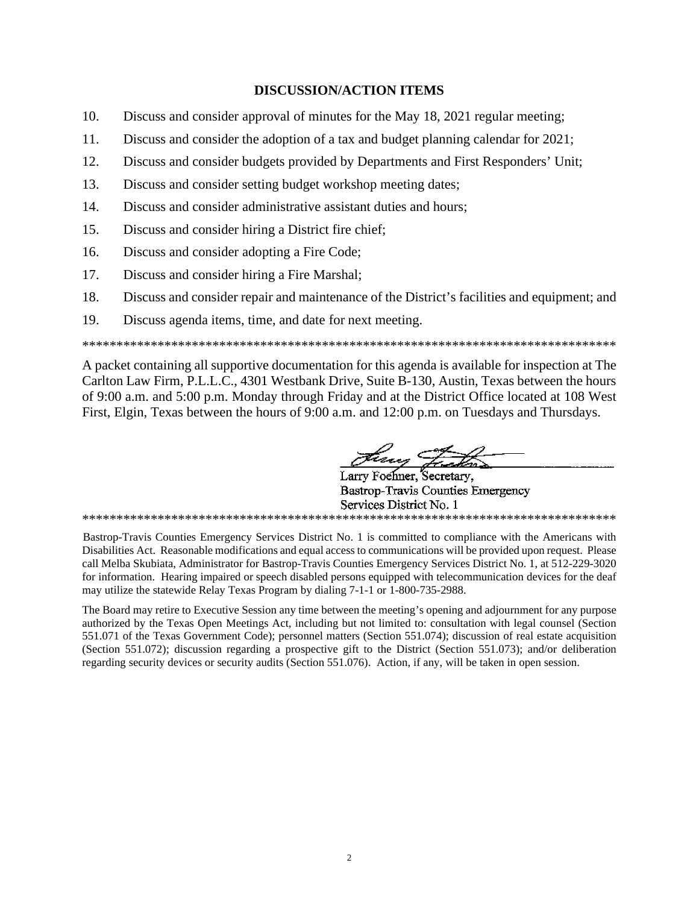## DISCUSSION/ACTION ITEMS

10. Discuss and consider approval of minutes for the May 18, 2021 regular meeting;
11. Discuss and consider the adoption of a tax and budget planning calendar for 2021;
12. Discuss and consider budgets provided by Departments and First Responders' Unit;
13. Discuss and consider setting budget workshop meeting dates;
14. Discuss and consider administrative assistant duties and hours;
15. Discuss and consider hiring a District fire chief;
16. Discuss and consider adopting a Fire Code;
17. Discuss and consider hiring a Fire Marshal;
18. Discuss and consider repair and maintenance of the District's facilities and equipment; and
19. Discuss agenda items, time, and date for next meeting.

*******************************************************************************

A packet containing all supportive documentation for this agenda is available for inspection at The Carlton Law Firm, P.L.L.C., 4301 Westbank Drive, Suite B-130, Austin, Texas between the hours of 9:00 a.m. and 5:00 p.m. Monday through Friday and at the District Office located at 108 West First, Elgin, Texas between the hours of 9:00 a.m. and 12:00 p.m. on Tuesdays and Thursdays.

Larry Foehner, Secretary,
Bastrop-Travis Counties Emergency
Services District No. 1

*******************************************************************************

Bastrop-Travis Counties Emergency Services District No. 1 is committed to compliance with the Americans with Disabilities Act. Reasonable modifications and equal access to communications will be provided upon request. Please call Melba Skubiata, Administrator for Bastrop-Travis Counties Emergency Services District No. 1, at 512-229-3020 for information. Hearing impaired or speech disabled persons equipped with telecommunication devices for the deaf may utilize the statewide Relay Texas Program by dialing 7-1-1 or 1-800-735-2988.

The Board may retire to Executive Session any time between the meeting's opening and adjournment for any purpose authorized by the Texas Open Meetings Act, including but not limited to: consultation with legal counsel (Section 551.071 of the Texas Government Code); personnel matters (Section 551.074); discussion of real estate acquisition (Section 551.072); discussion regarding a prospective gift to the District (Section 551.073); and/or deliberation regarding security devices or security audits (Section 551.076). Action, if any, will be taken in open session.